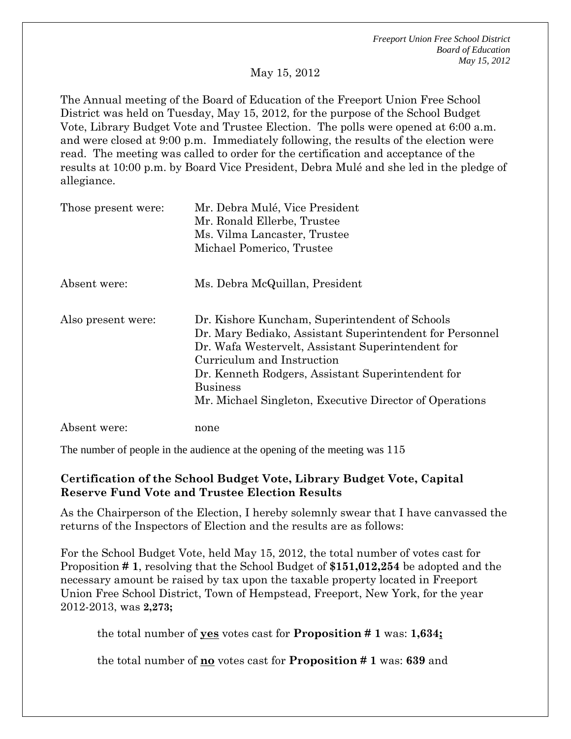May 15, 2012

The Annual meeting of the Board of Education of the Freeport Union Free School District was held on Tuesday, May 15, 2012, for the purpose of the School Budget Vote, Library Budget Vote and Trustee Election. The polls were opened at 6:00 a.m. and were closed at 9:00 p.m. Immediately following, the results of the election were read. The meeting was called to order for the certification and acceptance of the results at 10:00 p.m. by Board Vice President, Debra Mulé and she led in the pledge of allegiance.

| | |
|---|---|
| Those present were: | Mr. Debra Mulé, Vice President<br>Mr. Ronald Ellerbe, Trustee<br>Ms. Vilma Lancaster, Trustee<br>Michael Pomerico, Trustee |
| Absent were: | Ms. Debra McQuillan, President |
| Also present were: | Dr. Kishore Kuncham, Superintendent of Schools<br>Dr. Mary Bediako, Assistant Superintendent for Personnel<br>Dr. Wafa Westervelt, Assistant Superintendent for Curriculum and Instruction<br>Dr. Kenneth Rodgers, Assistant Superintendent for Business<br>Mr. Michael Singleton, Executive Director of Operations |
| Absent were: | none |

The number of people in the audience at the opening of the meeting was 115

**Certification of the School Budget Vote, Library Budget Vote, Capital Reserve Fund Vote and Trustee Election Results**

As the Chairperson of the Election, I hereby solemnly swear that I have canvassed the returns of the Inspectors of Election and the results are as follows:

For the School Budget Vote, held May 15, 2012, the total number of votes cast for Proposition **# 1**, resolving that the School Budget of **$151,012,254** be adopted and the necessary amount be raised by tax upon the taxable property located in Freeport Union Free School District, Town of Hempstead, Freeport, New York, for the year 2012-2013, was **2,273;**

the total number of **yes** votes cast for **Proposition # 1** was: **1,634;**

the total number of **no** votes cast for **Proposition # 1** was: **639** and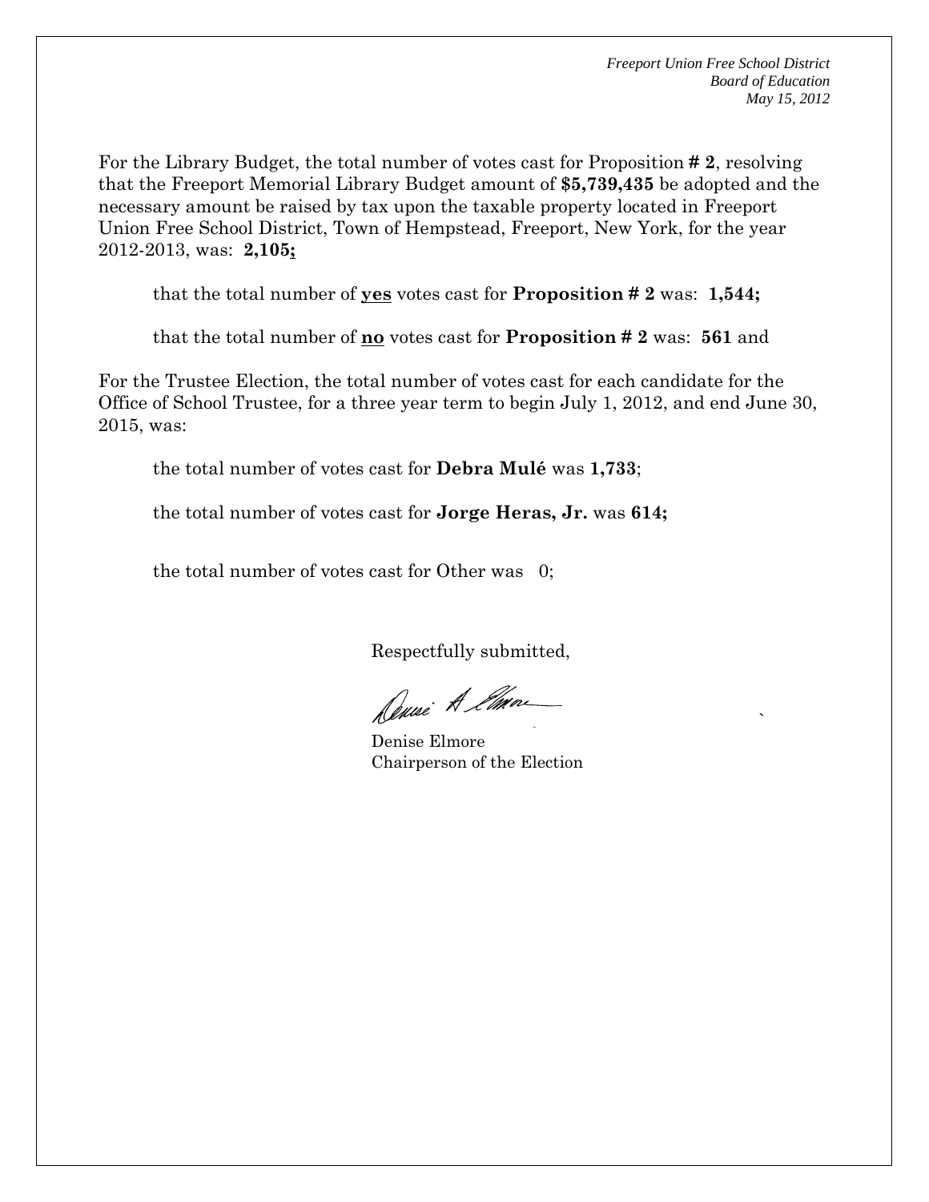For the Library Budget, the total number of votes cast for Proposition **# 2**, resolving that the Freeport Memorial Library Budget amount of **$5,739,435** be adopted and the necessary amount be raised by tax upon the taxable property located in Freeport Union Free School District, Town of Hempstead, Freeport, New York, for the year 2012-2013, was: **2,105;**

that the total number of **yes** votes cast for **Proposition # 2** was: **1,544;**

that the total number of **no** votes cast for **Proposition # 2** was: **561** and

For the Trustee Election, the total number of votes cast for each candidate for the Office of School Trustee, for a three year term to begin July 1, 2012, and end June 30, 2015, was:

the total number of votes cast for **Debra Mulé** was **1,733**;

the total number of votes cast for **Jorge Heras, Jr.** was **614;**

the total number of votes cast for Other was 0;

Respectfully submitted,

Denise Elmore
Chairperson of the Election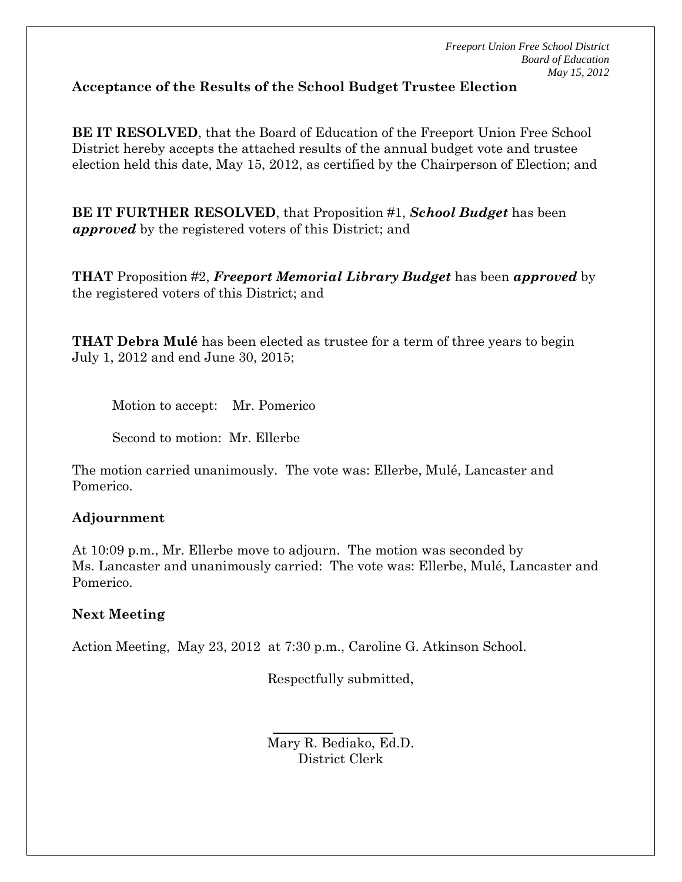**Acceptance of the Results of the School Budget Trustee Election**

**BE IT RESOLVED**, that the Board of Education of the Freeport Union Free School District hereby accepts the attached results of the annual budget vote and trustee election held this date, May 15, 2012, as certified by the Chairperson of Election; and

**BE IT FURTHER RESOLVED**, that Proposition #1, ***School Budget*** has been ***approved*** by the registered voters of this District; and

**THAT** Proposition #2, ***Freeport Memorial Library Budget*** has been ***approved*** by the registered voters of this District; and

**THAT Debra Mulé** has been elected as trustee for a term of three years to begin July 1, 2012 and end June 30, 2015;

Motion to accept: Mr. Pomerico

Second to motion: Mr. Ellerbe

The motion carried unanimously. The vote was: Ellerbe, Mulé, Lancaster and Pomerico.

## Adjournment

At 10:09 p.m., Mr. Ellerbe move to adjourn. The motion was seconded by Ms. Lancaster and unanimously carried: The vote was: Ellerbe, Mulé, Lancaster and Pomerico.

## Next Meeting

Action Meeting, May 23, 2012 at 7:30 p.m., Caroline G. Atkinson School.

Respectfully submitted,

Mary R. Bediako, Ed.D.
District Clerk